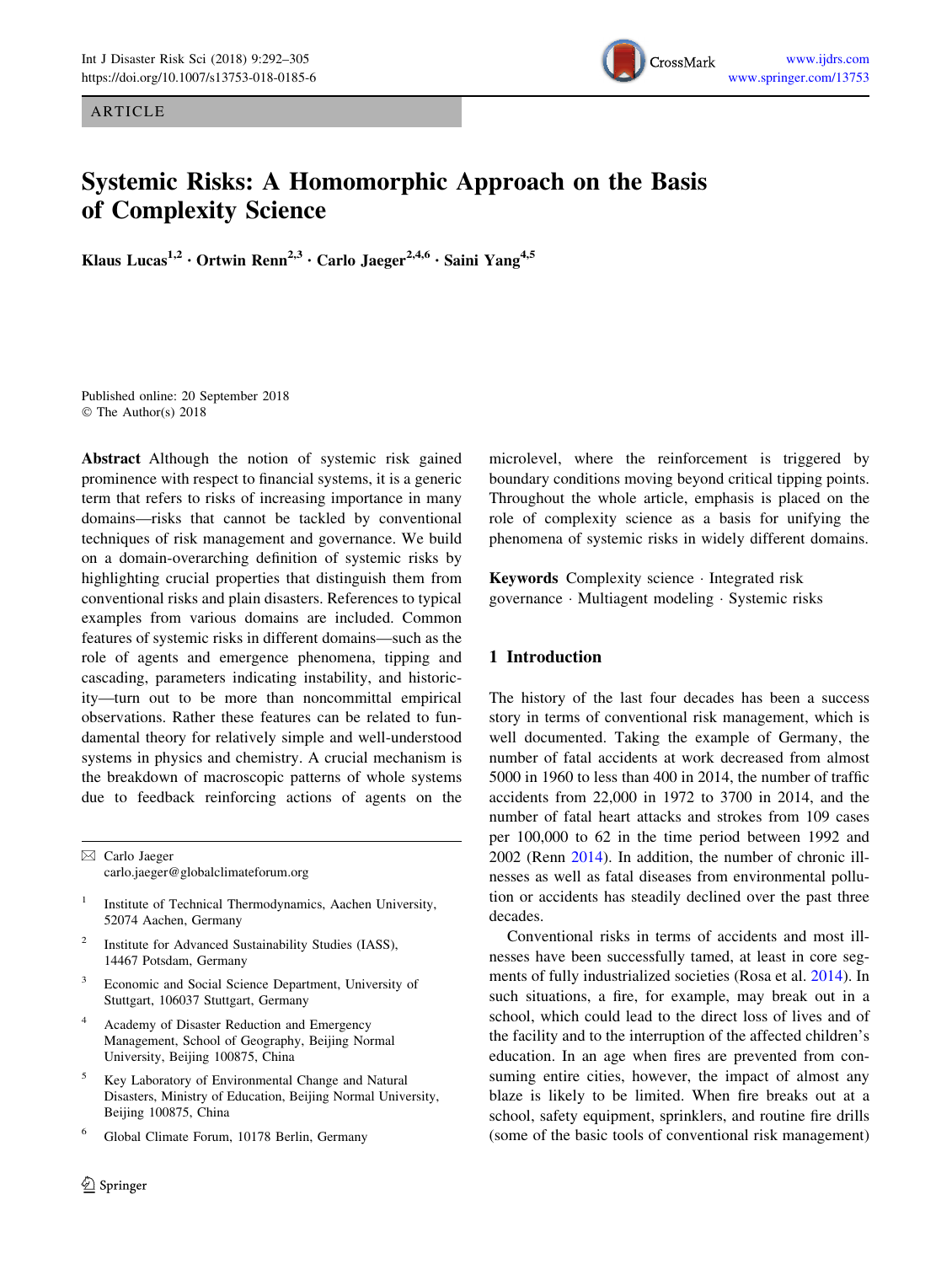ARTICLE

# Systemic Risks: A Homomorphic Approach on the Basis of Complexity Science

**Klaus Lucas[1,2] · Ortwin Renn[2,3] · Carlo Jaeger[2,4,6] · Saini Yang[4,5]**

Published online: 20 September 2018
© The Author(s) 2018

**Abstract** Although the notion of systemic risk gained prominence with respect to financial systems, it is a generic term that refers to risks of increasing importance in many domains—risks that cannot be tackled by conventional techniques of risk management and governance. We build on a domain-overarching definition of systemic risks by highlighting crucial properties that distinguish them from conventional risks and plain disasters. References to typical examples from various domains are included. Common features of systemic risks in different domains—such as the role of agents and emergence phenomena, tipping and cascading, parameters indicating instability, and historicity—turn out to be more than noncommittal empirical observations. Rather these features can be related to fundamental theory for relatively simple and well-understood systems in physics and chemistry. A crucial mechanism is the breakdown of macroscopic patterns of whole systems due to feedback reinforcing actions of agents on the microlevel, where the reinforcement is triggered by boundary conditions moving beyond critical tipping points. Throughout the whole article, emphasis is placed on the role of complexity science as a basis for unifying the phenomena of systemic risks in widely different domains.

**Keywords** Complexity science · Integrated risk governance · Multiagent modeling · Systemic risks

✉ Carlo Jaeger
carlo.jaeger@globalclimateforum.org

[1] Institute of Technical Thermodynamics, Aachen University, 52074 Aachen, Germany

[2] Institute for Advanced Sustainability Studies (IASS), 14467 Potsdam, Germany

[3] Economic and Social Science Department, University of Stuttgart, 106037 Stuttgart, Germany

[4] Academy of Disaster Reduction and Emergency Management, School of Geography, Beijing Normal University, Beijing 100875, China

[5] Key Laboratory of Environmental Change and Natural Disasters, Ministry of Education, Beijing Normal University, Beijing 100875, China

[6] Global Climate Forum, 10178 Berlin, Germany

## 1 Introduction

The history of the last four decades has been a success story in terms of conventional risk management, which is well documented. Taking the example of Germany, the number of fatal accidents at work decreased from almost 5000 in 1960 to less than 400 in 2014, the number of traffic accidents from 22,000 in 1972 to 3700 in 2014, and the number of fatal heart attacks and strokes from 109 cases per 100,000 to 62 in the time period between 1992 and 2002 (Renn 2014). In addition, the number of chronic illnesses as well as fatal diseases from environmental pollution or accidents has steadily declined over the past three decades.

Conventional risks in terms of accidents and most illnesses have been successfully tamed, at least in core segments of fully industrialized societies (Rosa et al. 2014). In such situations, a fire, for example, may break out in a school, which could lead to the direct loss of lives and of the facility and to the interruption of the affected children's education. In an age when fires are prevented from consuming entire cities, however, the impact of almost any blaze is likely to be limited. When fire breaks out at a school, safety equipment, sprinklers, and routine fire drills (some of the basic tools of conventional risk management)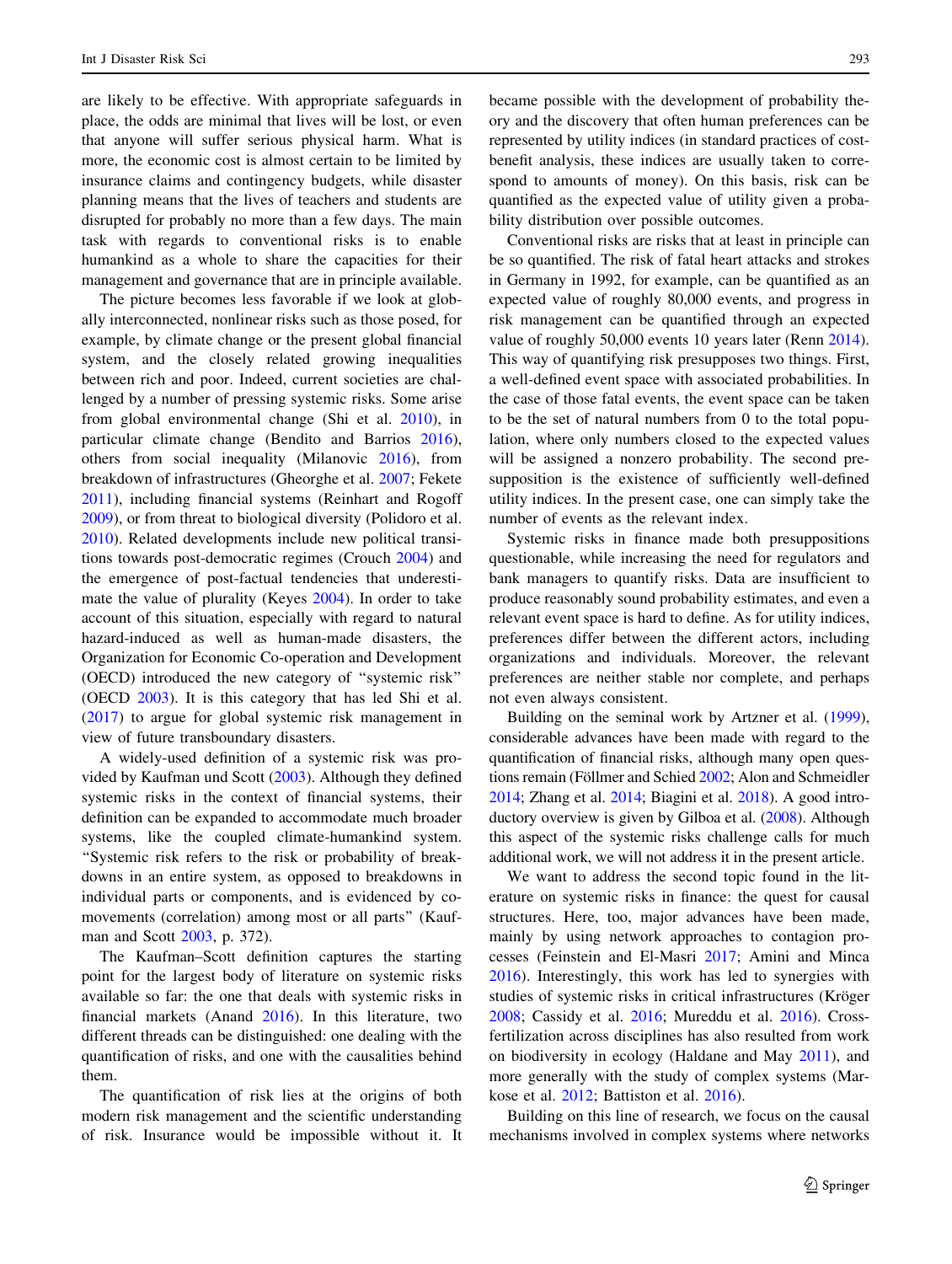are likely to be effective. With appropriate safeguards in place, the odds are minimal that lives will be lost, or even that anyone will suffer serious physical harm. What is more, the economic cost is almost certain to be limited by insurance claims and contingency budgets, while disaster planning means that the lives of teachers and students are disrupted for probably no more than a few days. The main task with regards to conventional risks is to enable humankind as a whole to share the capacities for their management and governance that are in principle available.

The picture becomes less favorable if we look at globally interconnected, nonlinear risks such as those posed, for example, by climate change or the present global financial system, and the closely related growing inequalities between rich and poor. Indeed, current societies are challenged by a number of pressing systemic risks. Some arise from global environmental change (Shi et al. 2010), in particular climate change (Bendito and Barrios 2016), others from social inequality (Milanovic 2016), from breakdown of infrastructures (Gheorghe et al. 2007; Fekete 2011), including financial systems (Reinhart and Rogoff 2009), or from threat to biological diversity (Polidoro et al. 2010). Related developments include new political transitions towards post-democratic regimes (Crouch 2004) and the emergence of post-factual tendencies that underestimate the value of plurality (Keyes 2004). In order to take account of this situation, especially with regard to natural hazard-induced as well as human-made disasters, the Organization for Economic Co-operation and Development (OECD) introduced the new category of "systemic risk" (OECD 2003). It is this category that has led Shi et al. (2017) to argue for global systemic risk management in view of future transboundary disasters.

A widely-used definition of a systemic risk was provided by Kaufman und Scott (2003). Although they defined systemic risks in the context of financial systems, their definition can be expanded to accommodate much broader systems, like the coupled climate-humankind system. "Systemic risk refers to the risk or probability of breakdowns in an entire system, as opposed to breakdowns in individual parts or components, and is evidenced by co-movements (correlation) among most or all parts" (Kaufman and Scott 2003, p. 372).

The Kaufman–Scott definition captures the starting point for the largest body of literature on systemic risks available so far: the one that deals with systemic risks in financial markets (Anand 2016). In this literature, two different threads can be distinguished: one dealing with the quantification of risks, and one with the causalities behind them.

The quantification of risk lies at the origins of both modern risk management and the scientific understanding of risk. Insurance would be impossible without it. It became possible with the development of probability theory and the discovery that often human preferences can be represented by utility indices (in standard practices of cost-benefit analysis, these indices are usually taken to correspond to amounts of money). On this basis, risk can be quantified as the expected value of utility given a probability distribution over possible outcomes.

Conventional risks are risks that at least in principle can be so quantified. The risk of fatal heart attacks and strokes in Germany in 1992, for example, can be quantified as an expected value of roughly 80,000 events, and progress in risk management can be quantified through an expected value of roughly 50,000 events 10 years later (Renn 2014). This way of quantifying risk presupposes two things. First, a well-defined event space with associated probabilities. In the case of those fatal events, the event space can be taken to be the set of natural numbers from 0 to the total population, where only numbers closed to the expected values will be assigned a nonzero probability. The second presupposition is the existence of sufficiently well-defined utility indices. In the present case, one can simply take the number of events as the relevant index.

Systemic risks in finance made both presuppositions questionable, while increasing the need for regulators and bank managers to quantify risks. Data are insufficient to produce reasonably sound probability estimates, and even a relevant event space is hard to define. As for utility indices, preferences differ between the different actors, including organizations and individuals. Moreover, the relevant preferences are neither stable nor complete, and perhaps not even always consistent.

Building on the seminal work by Artzner et al. (1999), considerable advances have been made with regard to the quantification of financial risks, although many open questions remain (Föllmer and Schied 2002; Alon and Schmeidler 2014; Zhang et al. 2014; Biagini et al. 2018). A good introductory overview is given by Gilboa et al. (2008). Although this aspect of the systemic risks challenge calls for much additional work, we will not address it in the present article.

We want to address the second topic found in the literature on systemic risks in finance: the quest for causal structures. Here, too, major advances have been made, mainly by using network approaches to contagion processes (Feinstein and El-Masri 2017; Amini and Minca 2016). Interestingly, this work has led to synergies with studies of systemic risks in critical infrastructures (Kröger 2008; Cassidy et al. 2016; Mureddu et al. 2016). Cross-fertilization across disciplines has also resulted from work on biodiversity in ecology (Haldane and May 2011), and more generally with the study of complex systems (Markose et al. 2012; Battiston et al. 2016).

Building on this line of research, we focus on the causal mechanisms involved in complex systems where networks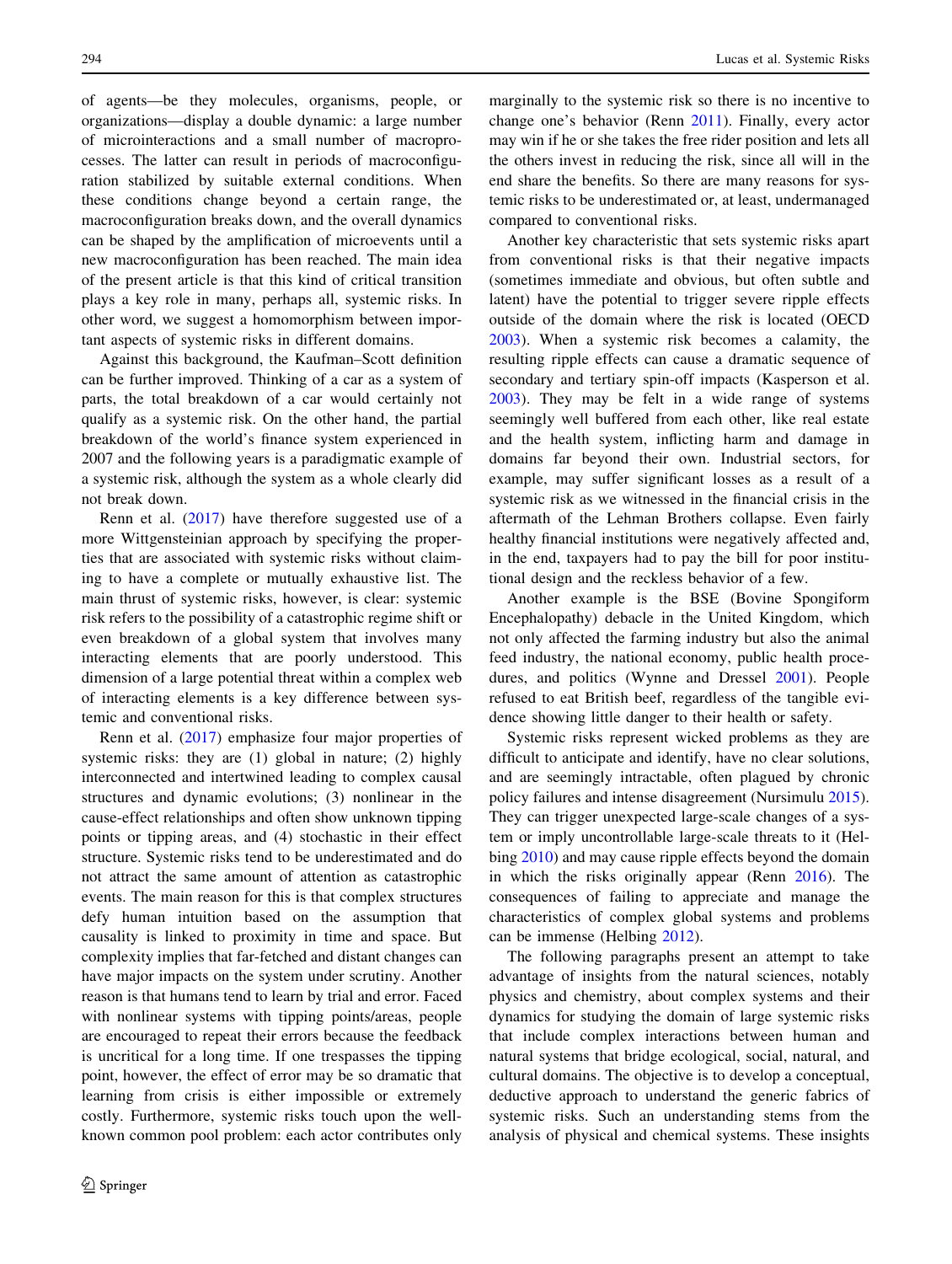of agents—be they molecules, organisms, people, or organizations—display a double dynamic: a large number of microinteractions and a small number of macroprocesses. The latter can result in periods of macroconfiguration stabilized by suitable external conditions. When these conditions change beyond a certain range, the macroconfiguration breaks down, and the overall dynamics can be shaped by the amplification of microevents until a new macroconfiguration has been reached. The main idea of the present article is that this kind of critical transition plays a key role in many, perhaps all, systemic risks. In other word, we suggest a homomorphism between important aspects of systemic risks in different domains.

Against this background, the Kaufman–Scott definition can be further improved. Thinking of a car as a system of parts, the total breakdown of a car would certainly not qualify as a systemic risk. On the other hand, the partial breakdown of the world's finance system experienced in 2007 and the following years is a paradigmatic example of a systemic risk, although the system as a whole clearly did not break down.

Renn et al. (2017) have therefore suggested use of a more Wittgensteinian approach by specifying the properties that are associated with systemic risks without claiming to have a complete or mutually exhaustive list. The main thrust of systemic risks, however, is clear: systemic risk refers to the possibility of a catastrophic regime shift or even breakdown of a global system that involves many interacting elements that are poorly understood. This dimension of a large potential threat within a complex web of interacting elements is a key difference between systemic and conventional risks.

Renn et al. (2017) emphasize four major properties of systemic risks: they are (1) global in nature; (2) highly interconnected and intertwined leading to complex causal structures and dynamic evolutions; (3) nonlinear in the cause-effect relationships and often show unknown tipping points or tipping areas, and (4) stochastic in their effect structure. Systemic risks tend to be underestimated and do not attract the same amount of attention as catastrophic events. The main reason for this is that complex structures defy human intuition based on the assumption that causality is linked to proximity in time and space. But complexity implies that far-fetched and distant changes can have major impacts on the system under scrutiny. Another reason is that humans tend to learn by trial and error. Faced with nonlinear systems with tipping points/areas, people are encouraged to repeat their errors because the feedback is uncritical for a long time. If one trespasses the tipping point, however, the effect of error may be so dramatic that learning from crisis is either impossible or extremely costly. Furthermore, systemic risks touch upon the well-known common pool problem: each actor contributes only marginally to the systemic risk so there is no incentive to change one's behavior (Renn 2011). Finally, every actor may win if he or she takes the free rider position and lets all the others invest in reducing the risk, since all will in the end share the benefits. So there are many reasons for systemic risks to be underestimated or, at least, undermanaged compared to conventional risks.

Another key characteristic that sets systemic risks apart from conventional risks is that their negative impacts (sometimes immediate and obvious, but often subtle and latent) have the potential to trigger severe ripple effects outside of the domain where the risk is located (OECD 2003). When a systemic risk becomes a calamity, the resulting ripple effects can cause a dramatic sequence of secondary and tertiary spin-off impacts (Kasperson et al. 2003). They may be felt in a wide range of systems seemingly well buffered from each other, like real estate and the health system, inflicting harm and damage in domains far beyond their own. Industrial sectors, for example, may suffer significant losses as a result of a systemic risk as we witnessed in the financial crisis in the aftermath of the Lehman Brothers collapse. Even fairly healthy financial institutions were negatively affected and, in the end, taxpayers had to pay the bill for poor institutional design and the reckless behavior of a few.

Another example is the BSE (Bovine Spongiform Encephalopathy) debacle in the United Kingdom, which not only affected the farming industry but also the animal feed industry, the national economy, public health procedures, and politics (Wynne and Dressel 2001). People refused to eat British beef, regardless of the tangible evidence showing little danger to their health or safety.

Systemic risks represent wicked problems as they are difficult to anticipate and identify, have no clear solutions, and are seemingly intractable, often plagued by chronic policy failures and intense disagreement (Nursimulu 2015). They can trigger unexpected large-scale changes of a system or imply uncontrollable large-scale threats to it (Helbing 2010) and may cause ripple effects beyond the domain in which the risks originally appear (Renn 2016). The consequences of failing to appreciate and manage the characteristics of complex global systems and problems can be immense (Helbing 2012).

The following paragraphs present an attempt to take advantage of insights from the natural sciences, notably physics and chemistry, about complex systems and their dynamics for studying the domain of large systemic risks that include complex interactions between human and natural systems that bridge ecological, social, natural, and cultural domains. The objective is to develop a conceptual, deductive approach to understand the generic fabrics of systemic risks. Such an understanding stems from the analysis of physical and chemical systems. These insights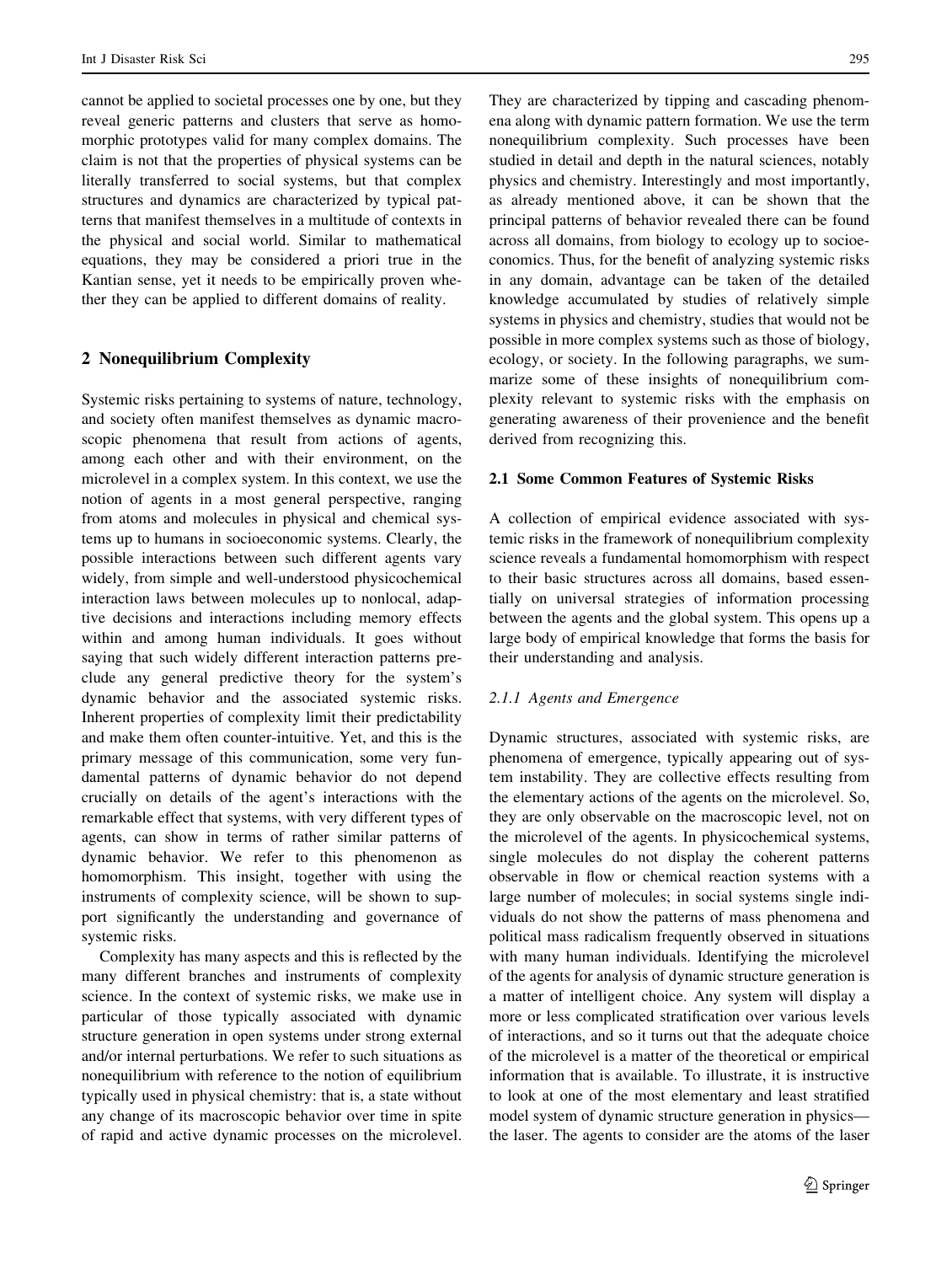cannot be applied to societal processes one by one, but they reveal generic patterns and clusters that serve as homomorphic prototypes valid for many complex domains. The claim is not that the properties of physical systems can be literally transferred to social systems, but that complex structures and dynamics are characterized by typical patterns that manifest themselves in a multitude of contexts in the physical and social world. Similar to mathematical equations, they may be considered a priori true in the Kantian sense, yet it needs to be empirically proven whether they can be applied to different domains of reality.

## 2 Nonequilibrium Complexity

Systemic risks pertaining to systems of nature, technology, and society often manifest themselves as dynamic macroscopic phenomena that result from actions of agents, among each other and with their environment, on the microlevel in a complex system. In this context, we use the notion of agents in a most general perspective, ranging from atoms and molecules in physical and chemical systems up to humans in socioeconomic systems. Clearly, the possible interactions between such different agents vary widely, from simple and well-understood physicochemical interaction laws between molecules up to nonlocal, adaptive decisions and interactions including memory effects within and among human individuals. It goes without saying that such widely different interaction patterns preclude any general predictive theory for the system's dynamic behavior and the associated systemic risks. Inherent properties of complexity limit their predictability and make them often counter-intuitive. Yet, and this is the primary message of this communication, some very fundamental patterns of dynamic behavior do not depend crucially on details of the agent's interactions with the remarkable effect that systems, with very different types of agents, can show in terms of rather similar patterns of dynamic behavior. We refer to this phenomenon as homomorphism. This insight, together with using the instruments of complexity science, will be shown to support significantly the understanding and governance of systemic risks.

Complexity has many aspects and this is reflected by the many different branches and instruments of complexity science. In the context of systemic risks, we make use in particular of those typically associated with dynamic structure generation in open systems under strong external and/or internal perturbations. We refer to such situations as nonequilibrium with reference to the notion of equilibrium typically used in physical chemistry: that is, a state without any change of its macroscopic behavior over time in spite of rapid and active dynamic processes on the microlevel. They are characterized by tipping and cascading phenomena along with dynamic pattern formation. We use the term nonequilibrium complexity. Such processes have been studied in detail and depth in the natural sciences, notably physics and chemistry. Interestingly and most importantly, as already mentioned above, it can be shown that the principal patterns of behavior revealed there can be found across all domains, from biology to ecology up to socioeconomics. Thus, for the benefit of analyzing systemic risks in any domain, advantage can be taken of the detailed knowledge accumulated by studies of relatively simple systems in physics and chemistry, studies that would not be possible in more complex systems such as those of biology, ecology, or society. In the following paragraphs, we summarize some of these insights of nonequilibrium complexity relevant to systemic risks with the emphasis on generating awareness of their provenience and the benefit derived from recognizing this.

### 2.1 Some Common Features of Systemic Risks

A collection of empirical evidence associated with systemic risks in the framework of nonequilibrium complexity science reveals a fundamental homomorphism with respect to their basic structures across all domains, based essentially on universal strategies of information processing between the agents and the global system. This opens up a large body of empirical knowledge that forms the basis for their understanding and analysis.

#### 2.1.1 Agents and Emergence

Dynamic structures, associated with systemic risks, are phenomena of emergence, typically appearing out of system instability. They are collective effects resulting from the elementary actions of the agents on the microlevel. So, they are only observable on the macroscopic level, not on the microlevel of the agents. In physicochemical systems, single molecules do not display the coherent patterns observable in flow or chemical reaction systems with a large number of molecules; in social systems single individuals do not show the patterns of mass phenomena and political mass radicalism frequently observed in situations with many human individuals. Identifying the microlevel of the agents for analysis of dynamic structure generation is a matter of intelligent choice. Any system will display a more or less complicated stratification over various levels of interactions, and so it turns out that the adequate choice of the microlevel is a matter of the theoretical or empirical information that is available. To illustrate, it is instructive to look at one of the most elementary and least stratified model system of dynamic structure generation in physics—the laser. The agents to consider are the atoms of the laser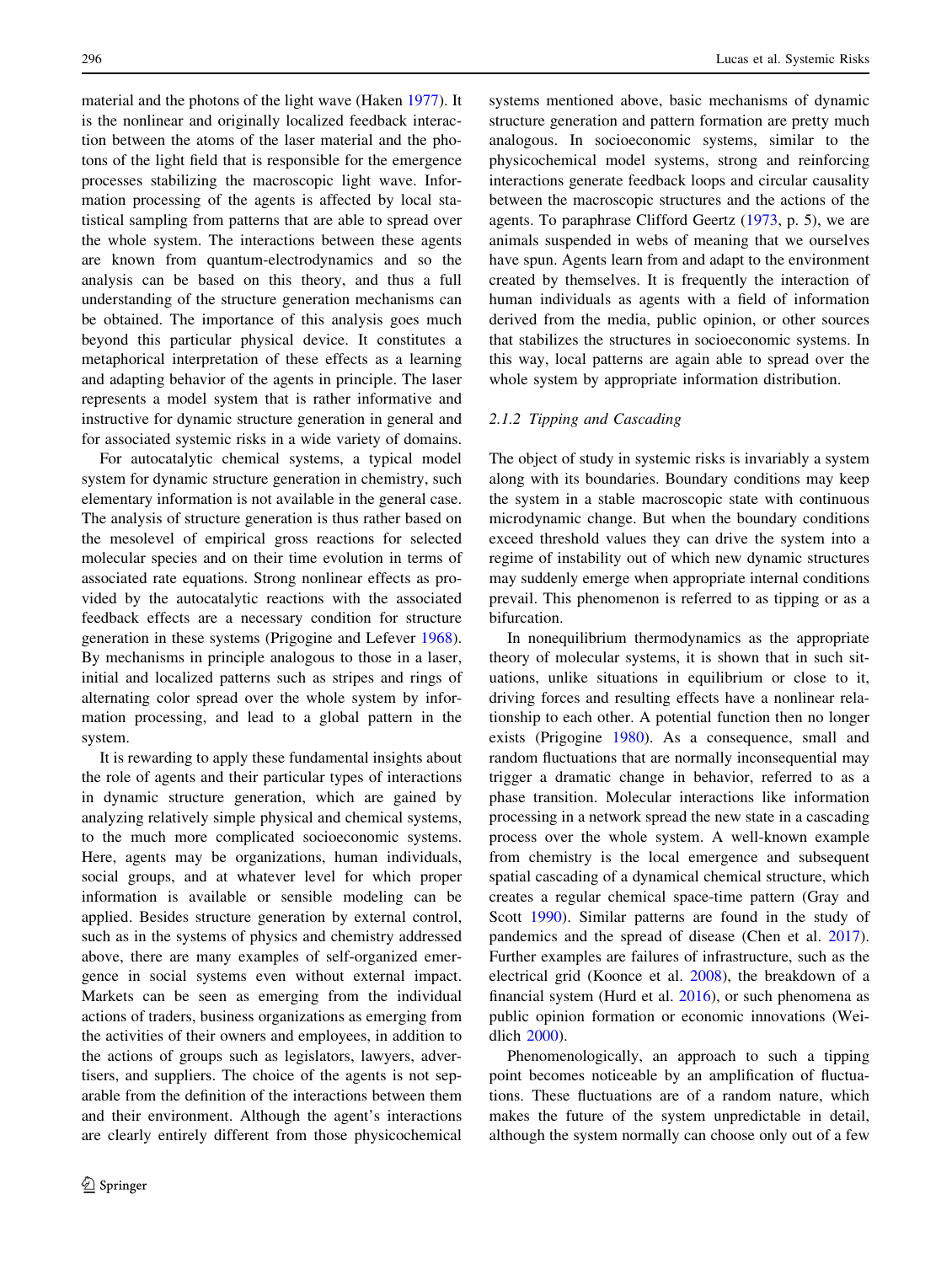material and the photons of the light wave (Haken 1977). It is the nonlinear and originally localized feedback interaction between the atoms of the laser material and the photons of the light field that is responsible for the emergence processes stabilizing the macroscopic light wave. Information processing of the agents is affected by local statistical sampling from patterns that are able to spread over the whole system. The interactions between these agents are known from quantum-electrodynamics and so the analysis can be based on this theory, and thus a full understanding of the structure generation mechanisms can be obtained. The importance of this analysis goes much beyond this particular physical device. It constitutes a metaphorical interpretation of these effects as a learning and adapting behavior of the agents in principle. The laser represents a model system that is rather informative and instructive for dynamic structure generation in general and for associated systemic risks in a wide variety of domains.

For autocatalytic chemical systems, a typical model system for dynamic structure generation in chemistry, such elementary information is not available in the general case. The analysis of structure generation is thus rather based on the mesolevel of empirical gross reactions for selected molecular species and on their time evolution in terms of associated rate equations. Strong nonlinear effects as provided by the autocatalytic reactions with the associated feedback effects are a necessary condition for structure generation in these systems (Prigogine and Lefever 1968). By mechanisms in principle analogous to those in a laser, initial and localized patterns such as stripes and rings of alternating color spread over the whole system by information processing, and lead to a global pattern in the system.

It is rewarding to apply these fundamental insights about the role of agents and their particular types of interactions in dynamic structure generation, which are gained by analyzing relatively simple physical and chemical systems, to the much more complicated socioeconomic systems. Here, agents may be organizations, human individuals, social groups, and at whatever level for which proper information is available or sensible modeling can be applied. Besides structure generation by external control, such as in the systems of physics and chemistry addressed above, there are many examples of self-organized emergence in social systems even without external impact. Markets can be seen as emerging from the individual actions of traders, business organizations as emerging from the activities of their owners and employees, in addition to the actions of groups such as legislators, lawyers, advertisers, and suppliers. The choice of the agents is not separable from the definition of the interactions between them and their environment. Although the agent's interactions are clearly entirely different from those physicochemical systems mentioned above, basic mechanisms of dynamic structure generation and pattern formation are pretty much analogous. In socioeconomic systems, similar to the physicochemical model systems, strong and reinforcing interactions generate feedback loops and circular causality between the macroscopic structures and the actions of the agents. To paraphrase Clifford Geertz (1973, p. 5), we are animals suspended in webs of meaning that we ourselves have spun. Agents learn from and adapt to the environment created by themselves. It is frequently the interaction of human individuals as agents with a field of information derived from the media, public opinion, or other sources that stabilizes the structures in socioeconomic systems. In this way, local patterns are again able to spread over the whole system by appropriate information distribution.

### 2.1.2 Tipping and Cascading

The object of study in systemic risks is invariably a system along with its boundaries. Boundary conditions may keep the system in a stable macroscopic state with continuous microdynamic change. But when the boundary conditions exceed threshold values they can drive the system into a regime of instability out of which new dynamic structures may suddenly emerge when appropriate internal conditions prevail. This phenomenon is referred to as tipping or as a bifurcation.

In nonequilibrium thermodynamics as the appropriate theory of molecular systems, it is shown that in such situations, unlike situations in equilibrium or close to it, driving forces and resulting effects have a nonlinear relationship to each other. A potential function then no longer exists (Prigogine 1980). As a consequence, small and random fluctuations that are normally inconsequential may trigger a dramatic change in behavior, referred to as a phase transition. Molecular interactions like information processing in a network spread the new state in a cascading process over the whole system. A well-known example from chemistry is the local emergence and subsequent spatial cascading of a dynamical chemical structure, which creates a regular chemical space-time pattern (Gray and Scott 1990). Similar patterns are found in the study of pandemics and the spread of disease (Chen et al. 2017). Further examples are failures of infrastructure, such as the electrical grid (Koonce et al. 2008), the breakdown of a financial system (Hurd et al. 2016), or such phenomena as public opinion formation or economic innovations (Weidlich 2000).

Phenomenologically, an approach to such a tipping point becomes noticeable by an amplification of fluctuations. These fluctuations are of a random nature, which makes the future of the system unpredictable in detail, although the system normally can choose only out of a few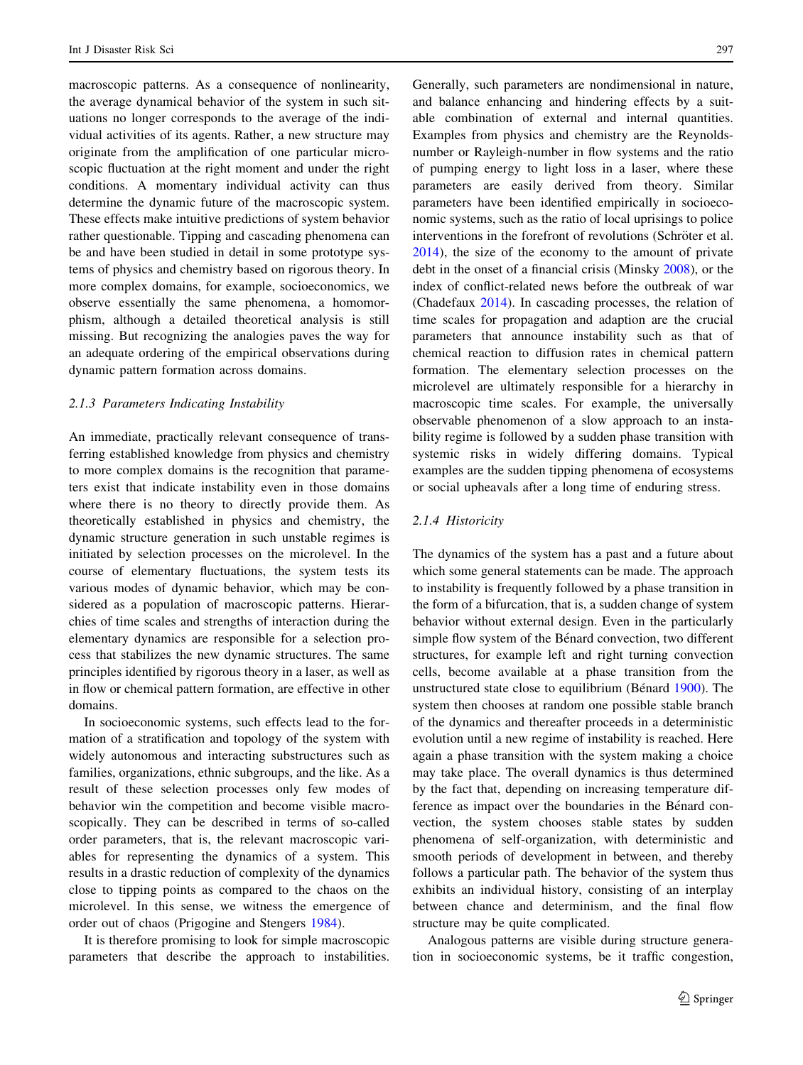macroscopic patterns. As a consequence of nonlinearity, the average dynamical behavior of the system in such situations no longer corresponds to the average of the individual activities of its agents. Rather, a new structure may originate from the amplification of one particular microscopic fluctuation at the right moment and under the right conditions. A momentary individual activity can thus determine the dynamic future of the macroscopic system. These effects make intuitive predictions of system behavior rather questionable. Tipping and cascading phenomena can be and have been studied in detail in some prototype systems of physics and chemistry based on rigorous theory. In more complex domains, for example, socioeconomics, we observe essentially the same phenomena, a homomorphism, although a detailed theoretical analysis is still missing. But recognizing the analogies paves the way for an adequate ordering of the empirical observations during dynamic pattern formation across domains.

#### 2.1.3 Parameters Indicating Instability

An immediate, practically relevant consequence of transferring established knowledge from physics and chemistry to more complex domains is the recognition that parameters exist that indicate instability even in those domains where there is no theory to directly provide them. As theoretically established in physics and chemistry, the dynamic structure generation in such unstable regimes is initiated by selection processes on the microlevel. In the course of elementary fluctuations, the system tests its various modes of dynamic behavior, which may be considered as a population of macroscopic patterns. Hierarchies of time scales and strengths of interaction during the elementary dynamics are responsible for a selection process that stabilizes the new dynamic structures. The same principles identified by rigorous theory in a laser, as well as in flow or chemical pattern formation, are effective in other domains.

In socioeconomic systems, such effects lead to the formation of a stratification and topology of the system with widely autonomous and interacting substructures such as families, organizations, ethnic subgroups, and the like. As a result of these selection processes only few modes of behavior win the competition and become visible macroscopically. They can be described in terms of so-called order parameters, that is, the relevant macroscopic variables for representing the dynamics of a system. This results in a drastic reduction of complexity of the dynamics close to tipping points as compared to the chaos on the microlevel. In this sense, we witness the emergence of order out of chaos (Prigogine and Stengers 1984).

It is therefore promising to look for simple macroscopic parameters that describe the approach to instabilities. Generally, such parameters are nondimensional in nature, and balance enhancing and hindering effects by a suitable combination of external and internal quantities. Examples from physics and chemistry are the Reynolds-number or Rayleigh-number in flow systems and the ratio of pumping energy to light loss in a laser, where these parameters are easily derived from theory. Similar parameters have been identified empirically in socioeconomic systems, such as the ratio of local uprisings to police interventions in the forefront of revolutions (Schröter et al. 2014), the size of the economy to the amount of private debt in the onset of a financial crisis (Minsky 2008), or the index of conflict-related news before the outbreak of war (Chadefaux 2014). In cascading processes, the relation of time scales for propagation and adaption are the crucial parameters that announce instability such as that of chemical reaction to diffusion rates in chemical pattern formation. The elementary selection processes on the microlevel are ultimately responsible for a hierarchy in macroscopic time scales. For example, the universally observable phenomenon of a slow approach to an instability regime is followed by a sudden phase transition with systemic risks in widely differing domains. Typical examples are the sudden tipping phenomena of ecosystems or social upheavals after a long time of enduring stress.

#### 2.1.4 Historicity

The dynamics of the system has a past and a future about which some general statements can be made. The approach to instability is frequently followed by a phase transition in the form of a bifurcation, that is, a sudden change of system behavior without external design. Even in the particularly simple flow system of the Bénard convection, two different structures, for example left and right turning convection cells, become available at a phase transition from the unstructured state close to equilibrium (Bénard 1900). The system then chooses at random one possible stable branch of the dynamics and thereafter proceeds in a deterministic evolution until a new regime of instability is reached. Here again a phase transition with the system making a choice may take place. The overall dynamics is thus determined by the fact that, depending on increasing temperature difference as impact over the boundaries in the Bénard convection, the system chooses stable states by sudden phenomena of self-organization, with deterministic and smooth periods of development in between, and thereby follows a particular path. The behavior of the system thus exhibits an individual history, consisting of an interplay between chance and determinism, and the final flow structure may be quite complicated.

Analogous patterns are visible during structure generation in socioeconomic systems, be it traffic congestion,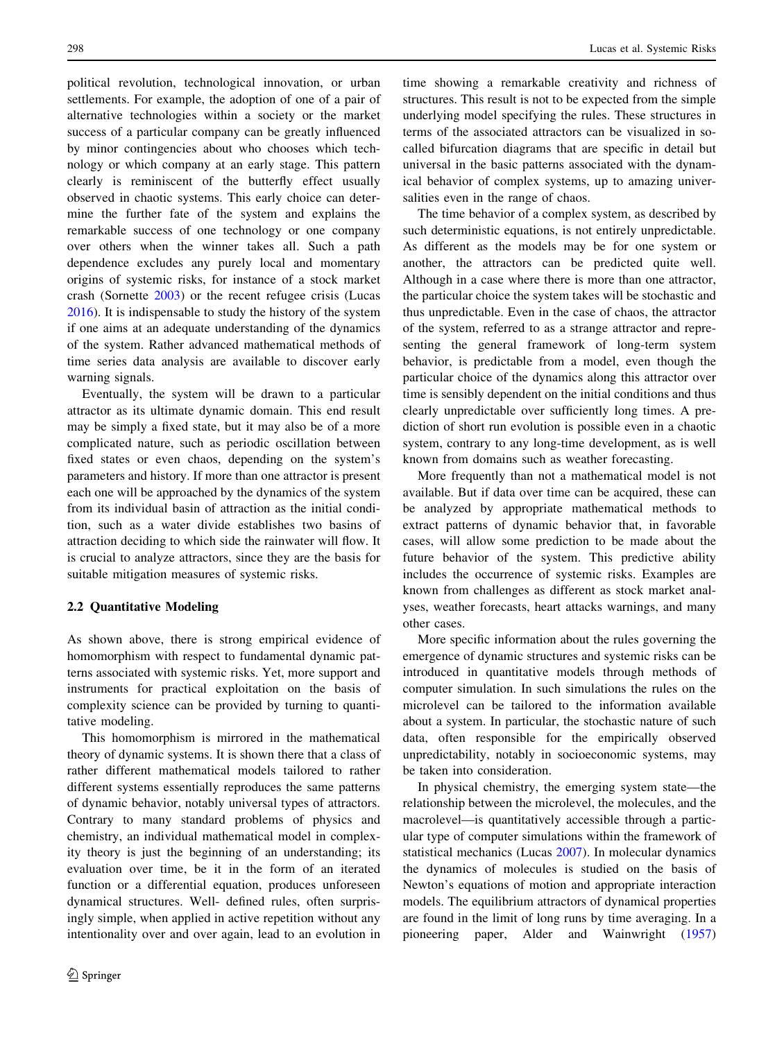political revolution, technological innovation, or urban settlements. For example, the adoption of one of a pair of alternative technologies within a society or the market success of a particular company can be greatly influenced by minor contingencies about who chooses which technology or which company at an early stage. This pattern clearly is reminiscent of the butterfly effect usually observed in chaotic systems. This early choice can determine the further fate of the system and explains the remarkable success of one technology or one company over others when the winner takes all. Such a path dependence excludes any purely local and momentary origins of systemic risks, for instance of a stock market crash (Sornette 2003) or the recent refugee crisis (Lucas 2016). It is indispensable to study the history of the system if one aims at an adequate understanding of the dynamics of the system. Rather advanced mathematical methods of time series data analysis are available to discover early warning signals.

Eventually, the system will be drawn to a particular attractor as its ultimate dynamic domain. This end result may be simply a fixed state, but it may also be of a more complicated nature, such as periodic oscillation between fixed states or even chaos, depending on the system's parameters and history. If more than one attractor is present each one will be approached by the dynamics of the system from its individual basin of attraction as the initial condition, such as a water divide establishes two basins of attraction deciding to which side the rainwater will flow. It is crucial to analyze attractors, since they are the basis for suitable mitigation measures of systemic risks.

### 2.2 Quantitative Modeling

As shown above, there is strong empirical evidence of homomorphism with respect to fundamental dynamic patterns associated with systemic risks. Yet, more support and instruments for practical exploitation on the basis of complexity science can be provided by turning to quantitative modeling.

This homomorphism is mirrored in the mathematical theory of dynamic systems. It is shown there that a class of rather different mathematical models tailored to rather different systems essentially reproduces the same patterns of dynamic behavior, notably universal types of attractors. Contrary to many standard problems of physics and chemistry, an individual mathematical model in complexity theory is just the beginning of an understanding; its evaluation over time, be it in the form of an iterated function or a differential equation, produces unforeseen dynamical structures. Well- defined rules, often surprisingly simple, when applied in active repetition without any intentionality over and over again, lead to an evolution in time showing a remarkable creativity and richness of structures. This result is not to be expected from the simple underlying model specifying the rules. These structures in terms of the associated attractors can be visualized in so-called bifurcation diagrams that are specific in detail but universal in the basic patterns associated with the dynamical behavior of complex systems, up to amazing universalities even in the range of chaos.

The time behavior of a complex system, as described by such deterministic equations, is not entirely unpredictable. As different as the models may be for one system or another, the attractors can be predicted quite well. Although in a case where there is more than one attractor, the particular choice the system takes will be stochastic and thus unpredictable. Even in the case of chaos, the attractor of the system, referred to as a strange attractor and representing the general framework of long-term system behavior, is predictable from a model, even though the particular choice of the dynamics along this attractor over time is sensibly dependent on the initial conditions and thus clearly unpredictable over sufficiently long times. A prediction of short run evolution is possible even in a chaotic system, contrary to any long-time development, as is well known from domains such as weather forecasting.

More frequently than not a mathematical model is not available. But if data over time can be acquired, these can be analyzed by appropriate mathematical methods to extract patterns of dynamic behavior that, in favorable cases, will allow some prediction to be made about the future behavior of the system. This predictive ability includes the occurrence of systemic risks. Examples are known from challenges as different as stock market analyses, weather forecasts, heart attacks warnings, and many other cases.

More specific information about the rules governing the emergence of dynamic structures and systemic risks can be introduced in quantitative models through methods of computer simulation. In such simulations the rules on the microlevel can be tailored to the information available about a system. In particular, the stochastic nature of such data, often responsible for the empirically observed unpredictability, notably in socioeconomic systems, may be taken into consideration.

In physical chemistry, the emerging system state—the relationship between the microlevel, the molecules, and the macrolevel—is quantitatively accessible through a particular type of computer simulations within the framework of statistical mechanics (Lucas 2007). In molecular dynamics the dynamics of molecules is studied on the basis of Newton's equations of motion and appropriate interaction models. The equilibrium attractors of dynamical properties are found in the limit of long runs by time averaging. In a pioneering paper, Alder and Wainwright (1957)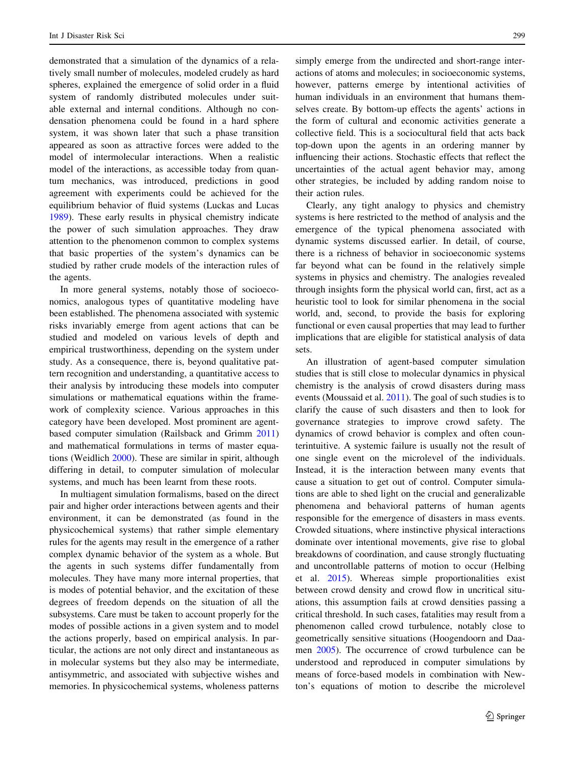demonstrated that a simulation of the dynamics of a relatively small number of molecules, modeled crudely as hard spheres, explained the emergence of solid order in a fluid system of randomly distributed molecules under suitable external and internal conditions. Although no condensation phenomena could be found in a hard sphere system, it was shown later that such a phase transition appeared as soon as attractive forces were added to the model of intermolecular interactions. When a realistic model of the interactions, as accessible today from quantum mechanics, was introduced, predictions in good agreement with experiments could be achieved for the equilibrium behavior of fluid systems (Luckas and Lucas 1989). These early results in physical chemistry indicate the power of such simulation approaches. They draw attention to the phenomenon common to complex systems that basic properties of the system's dynamics can be studied by rather crude models of the interaction rules of the agents.

In more general systems, notably those of socioeconomics, analogous types of quantitative modeling have been established. The phenomena associated with systemic risks invariably emerge from agent actions that can be studied and modeled on various levels of depth and empirical trustworthiness, depending on the system under study. As a consequence, there is, beyond qualitative pattern recognition and understanding, a quantitative access to their analysis by introducing these models into computer simulations or mathematical equations within the framework of complexity science. Various approaches in this category have been developed. Most prominent are agent-based computer simulation (Railsback and Grimm 2011) and mathematical formulations in terms of master equations (Weidlich 2000). These are similar in spirit, although differing in detail, to computer simulation of molecular systems, and much has been learnt from these roots.

In multiagent simulation formalisms, based on the direct pair and higher order interactions between agents and their environment, it can be demonstrated (as found in the physicochemical systems) that rather simple elementary rules for the agents may result in the emergence of a rather complex dynamic behavior of the system as a whole. But the agents in such systems differ fundamentally from molecules. They have many more internal properties, that is modes of potential behavior, and the excitation of these degrees of freedom depends on the situation of all the subsystems. Care must be taken to account properly for the modes of possible actions in a given system and to model the actions properly, based on empirical analysis. In particular, the actions are not only direct and instantaneous as in molecular systems but they also may be intermediate, antisymmetric, and associated with subjective wishes and memories. In physicochemical systems, wholeness patterns simply emerge from the undirected and short-range interactions of atoms and molecules; in socioeconomic systems, however, patterns emerge by intentional activities of human individuals in an environment that humans themselves create. By bottom-up effects the agents' actions in the form of cultural and economic activities generate a collective field. This is a sociocultural field that acts back top-down upon the agents in an ordering manner by influencing their actions. Stochastic effects that reflect the uncertainties of the actual agent behavior may, among other strategies, be included by adding random noise to their action rules.

Clearly, any tight analogy to physics and chemistry systems is here restricted to the method of analysis and the emergence of the typical phenomena associated with dynamic systems discussed earlier. In detail, of course, there is a richness of behavior in socioeconomic systems far beyond what can be found in the relatively simple systems in physics and chemistry. The analogies revealed through insights form the physical world can, first, act as a heuristic tool to look for similar phenomena in the social world, and, second, to provide the basis for exploring functional or even causal properties that may lead to further implications that are eligible for statistical analysis of data sets.

An illustration of agent-based computer simulation studies that is still close to molecular dynamics in physical chemistry is the analysis of crowd disasters during mass events (Moussaid et al. 2011). The goal of such studies is to clarify the cause of such disasters and then to look for governance strategies to improve crowd safety. The dynamics of crowd behavior is complex and often counterintuitive. A systemic failure is usually not the result of one single event on the microlevel of the individuals. Instead, it is the interaction between many events that cause a situation to get out of control. Computer simulations are able to shed light on the crucial and generalizable phenomena and behavioral patterns of human agents responsible for the emergence of disasters in mass events. Crowded situations, where instinctive physical interactions dominate over intentional movements, give rise to global breakdowns of coordination, and cause strongly fluctuating and uncontrollable patterns of motion to occur (Helbing et al. 2015). Whereas simple proportionalities exist between crowd density and crowd flow in uncritical situations, this assumption fails at crowd densities passing a critical threshold. In such cases, fatalities may result from a phenomenon called crowd turbulence, notably close to geometrically sensitive situations (Hoogendoorn and Daamen 2005). The occurrence of crowd turbulence can be understood and reproduced in computer simulations by means of force-based models in combination with Newton's equations of motion to describe the microlevel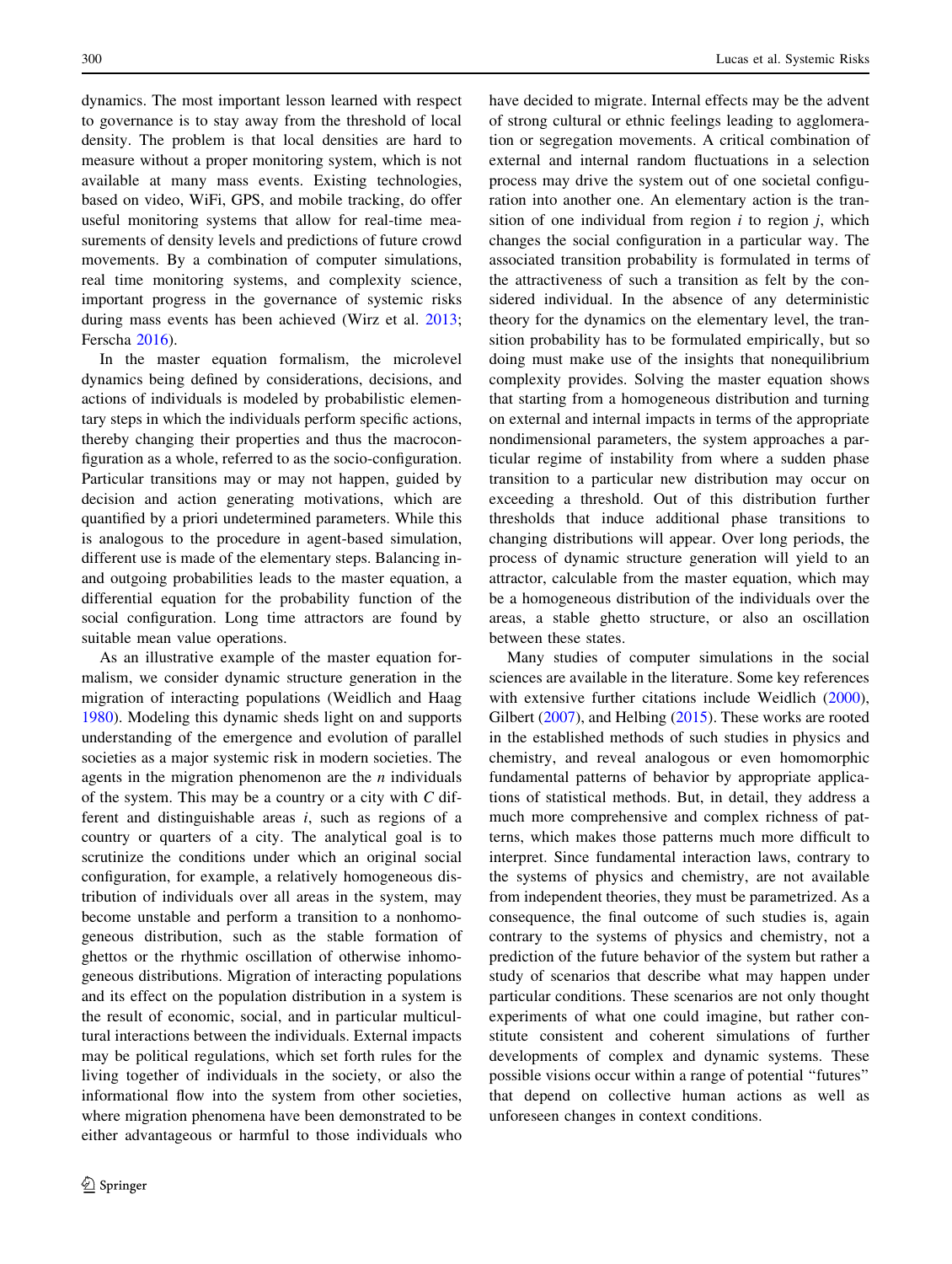dynamics. The most important lesson learned with respect to governance is to stay away from the threshold of local density. The problem is that local densities are hard to measure without a proper monitoring system, which is not available at many mass events. Existing technologies, based on video, WiFi, GPS, and mobile tracking, do offer useful monitoring systems that allow for real-time measurements of density levels and predictions of future crowd movements. By a combination of computer simulations, real time monitoring systems, and complexity science, important progress in the governance of systemic risks during mass events has been achieved (Wirz et al. 2013; Ferscha 2016).

In the master equation formalism, the microlevel dynamics being defined by considerations, decisions, and actions of individuals is modeled by probabilistic elementary steps in which the individuals perform specific actions, thereby changing their properties and thus the macroconfiguration as a whole, referred to as the socio-configuration. Particular transitions may or may not happen, guided by decision and action generating motivations, which are quantified by a priori undetermined parameters. While this is analogous to the procedure in agent-based simulation, different use is made of the elementary steps. Balancing in- and outgoing probabilities leads to the master equation, a differential equation for the probability function of the social configuration. Long time attractors are found by suitable mean value operations.

As an illustrative example of the master equation formalism, we consider dynamic structure generation in the migration of interacting populations (Weidlich and Haag 1980). Modeling this dynamic sheds light on and supports understanding of the emergence and evolution of parallel societies as a major systemic risk in modern societies. The agents in the migration phenomenon are the $n$ individuals of the system. This may be a country or a city with $C$ different and distinguishable areas $i$, such as regions of a country or quarters of a city. The analytical goal is to scrutinize the conditions under which an original social configuration, for example, a relatively homogeneous distribution of individuals over all areas in the system, may become unstable and perform a transition to a nonhomogeneous distribution, such as the stable formation of ghettos or the rhythmic oscillation of otherwise inhomogeneous distributions. Migration of interacting populations and its effect on the population distribution in a system is the result of economic, social, and in particular multicultural interactions between the individuals. External impacts may be political regulations, which set forth rules for the living together of individuals in the society, or also the informational flow into the system from other societies, where migration phenomena have been demonstrated to be either advantageous or harmful to those individuals who have decided to migrate. Internal effects may be the advent of strong cultural or ethnic feelings leading to agglomeration or segregation movements. A critical combination of external and internal random fluctuations in a selection process may drive the system out of one societal configuration into another one. An elementary action is the transition of one individual from region $i$ to region $j$, which changes the social configuration in a particular way. The associated transition probability is formulated in terms of the attractiveness of such a transition as felt by the considered individual. In the absence of any deterministic theory for the dynamics on the elementary level, the transition probability has to be formulated empirically, but so doing must make use of the insights that nonequilibrium complexity provides. Solving the master equation shows that starting from a homogeneous distribution and turning on external and internal impacts in terms of the appropriate nondimensional parameters, the system approaches a particular regime of instability from where a sudden phase transition to a particular new distribution may occur on exceeding a threshold. Out of this distribution further thresholds that induce additional phase transitions to changing distributions will appear. Over long periods, the process of dynamic structure generation will yield to an attractor, calculable from the master equation, which may be a homogeneous distribution of the individuals over the areas, a stable ghetto structure, or also an oscillation between these states.

Many studies of computer simulations in the social sciences are available in the literature. Some key references with extensive further citations include Weidlich (2000), Gilbert (2007), and Helbing (2015). These works are rooted in the established methods of such studies in physics and chemistry, and reveal analogous or even homomorphic fundamental patterns of behavior by appropriate applications of statistical methods. But, in detail, they address a much more comprehensive and complex richness of patterns, which makes those patterns much more difficult to interpret. Since fundamental interaction laws, contrary to the systems of physics and chemistry, are not available from independent theories, they must be parametrized. As a consequence, the final outcome of such studies is, again contrary to the systems of physics and chemistry, not a prediction of the future behavior of the system but rather a study of scenarios that describe what may happen under particular conditions. These scenarios are not only thought experiments of what one could imagine, but rather constitute consistent and coherent simulations of further developments of complex and dynamic systems. These possible visions occur within a range of potential "futures" that depend on collective human actions as well as unforeseen changes in context conditions.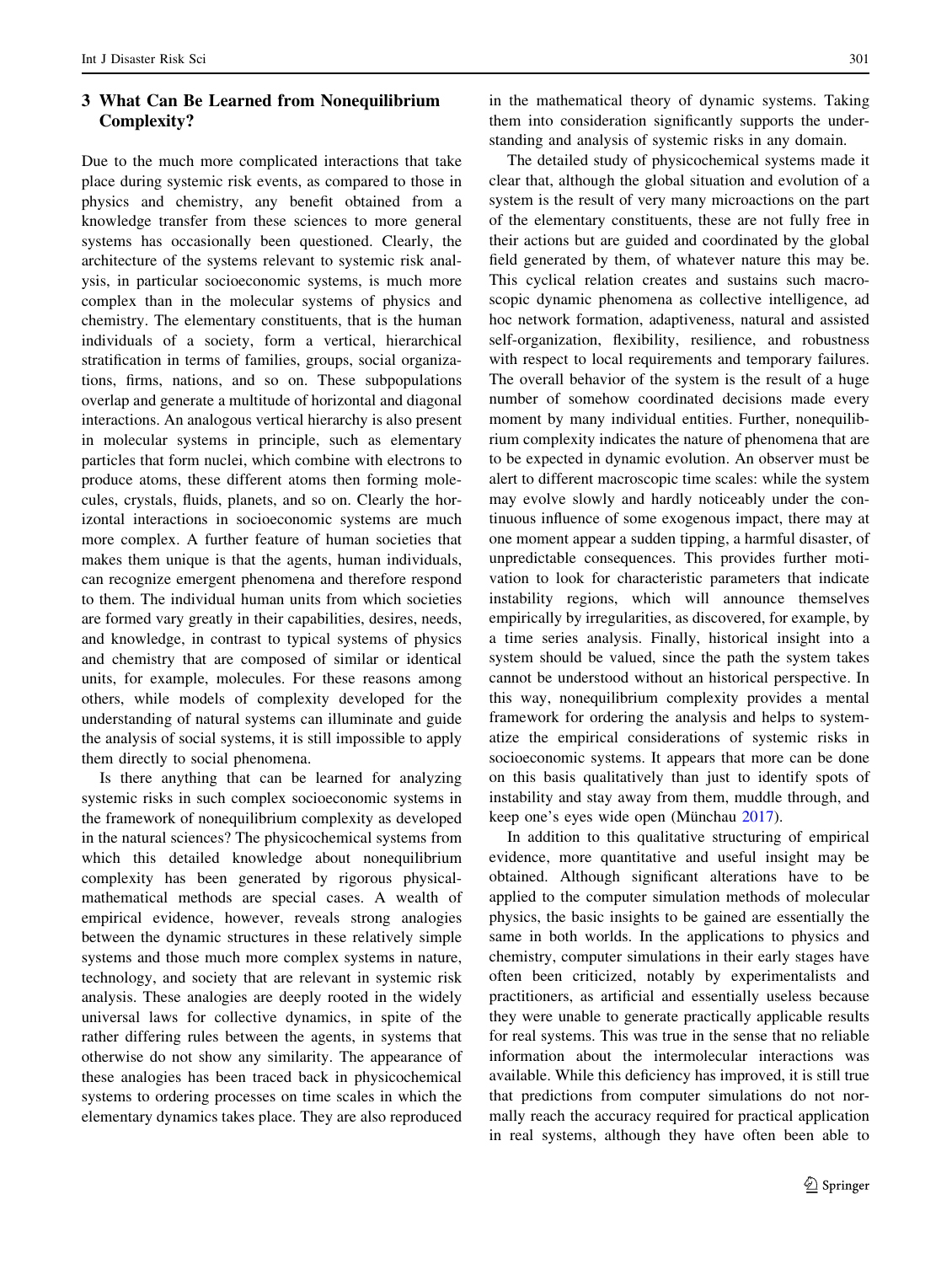## 3 What Can Be Learned from Nonequilibrium Complexity?

Due to the much more complicated interactions that take place during systemic risk events, as compared to those in physics and chemistry, any benefit obtained from a knowledge transfer from these sciences to more general systems has occasionally been questioned. Clearly, the architecture of the systems relevant to systemic risk analysis, in particular socioeconomic systems, is much more complex than in the molecular systems of physics and chemistry. The elementary constituents, that is the human individuals of a society, form a vertical, hierarchical stratification in terms of families, groups, social organizations, firms, nations, and so on. These subpopulations overlap and generate a multitude of horizontal and diagonal interactions. An analogous vertical hierarchy is also present in molecular systems in principle, such as elementary particles that form nuclei, which combine with electrons to produce atoms, these different atoms then forming molecules, crystals, fluids, planets, and so on. Clearly the horizontal interactions in socioeconomic systems are much more complex. A further feature of human societies that makes them unique is that the agents, human individuals, can recognize emergent phenomena and therefore respond to them. The individual human units from which societies are formed vary greatly in their capabilities, desires, needs, and knowledge, in contrast to typical systems of physics and chemistry that are composed of similar or identical units, for example, molecules. For these reasons among others, while models of complexity developed for the understanding of natural systems can illuminate and guide the analysis of social systems, it is still impossible to apply them directly to social phenomena.

Is there anything that can be learned for analyzing systemic risks in such complex socioeconomic systems in the framework of nonequilibrium complexity as developed in the natural sciences? The physicochemical systems from which this detailed knowledge about nonequilibrium complexity has been generated by rigorous physical-mathematical methods are special cases. A wealth of empirical evidence, however, reveals strong analogies between the dynamic structures in these relatively simple systems and those much more complex systems in nature, technology, and society that are relevant in systemic risk analysis. These analogies are deeply rooted in the widely universal laws for collective dynamics, in spite of the rather differing rules between the agents, in systems that otherwise do not show any similarity. The appearance of these analogies has been traced back in physicochemical systems to ordering processes on time scales in which the elementary dynamics takes place. They are also reproduced in the mathematical theory of dynamic systems. Taking them into consideration significantly supports the understanding and analysis of systemic risks in any domain.

The detailed study of physicochemical systems made it clear that, although the global situation and evolution of a system is the result of very many microactions on the part of the elementary constituents, these are not fully free in their actions but are guided and coordinated by the global field generated by them, of whatever nature this may be. This cyclical relation creates and sustains such macroscopic dynamic phenomena as collective intelligence, ad hoc network formation, adaptiveness, natural and assisted self-organization, flexibility, resilience, and robustness with respect to local requirements and temporary failures. The overall behavior of the system is the result of a huge number of somehow coordinated decisions made every moment by many individual entities. Further, nonequilibrium complexity indicates the nature of phenomena that are to be expected in dynamic evolution. An observer must be alert to different macroscopic time scales: while the system may evolve slowly and hardly noticeably under the continuous influence of some exogenous impact, there may at one moment appear a sudden tipping, a harmful disaster, of unpredictable consequences. This provides further motivation to look for characteristic parameters that indicate instability regions, which will announce themselves empirically by irregularities, as discovered, for example, by a time series analysis. Finally, historical insight into a system should be valued, since the path the system takes cannot be understood without an historical perspective. In this way, nonequilibrium complexity provides a mental framework for ordering the analysis and helps to systematize the empirical considerations of systemic risks in socioeconomic systems. It appears that more can be done on this basis qualitatively than just to identify spots of instability and stay away from them, muddle through, and keep one's eyes wide open (Münchau 2017).

In addition to this qualitative structuring of empirical evidence, more quantitative and useful insight may be obtained. Although significant alterations have to be applied to the computer simulation methods of molecular physics, the basic insights to be gained are essentially the same in both worlds. In the applications to physics and chemistry, computer simulations in their early stages have often been criticized, notably by experimentalists and practitioners, as artificial and essentially useless because they were unable to generate practically applicable results for real systems. This was true in the sense that no reliable information about the intermolecular interactions was available. While this deficiency has improved, it is still true that predictions from computer simulations do not normally reach the accuracy required for practical application in real systems, although they have often been able to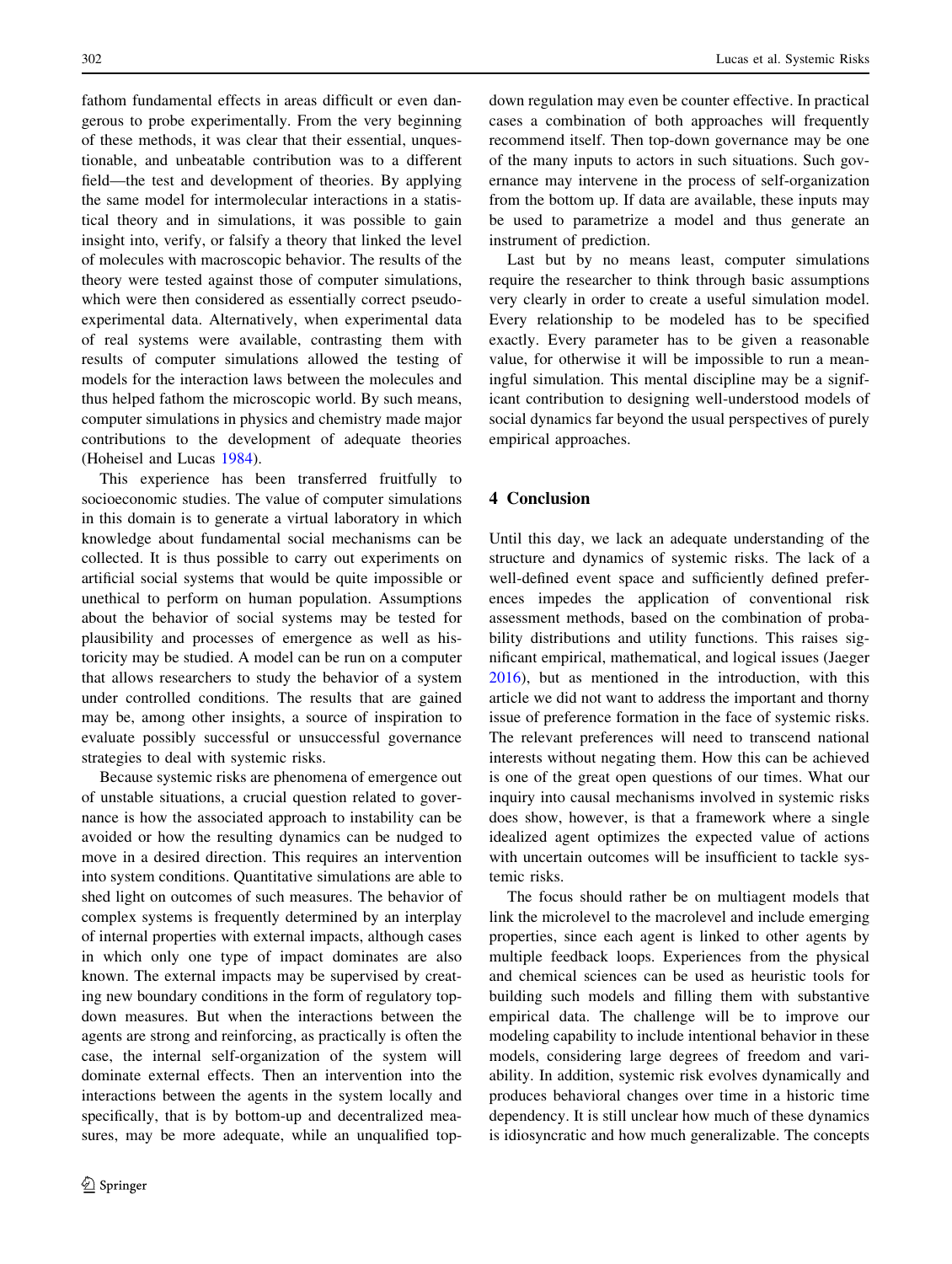fathom fundamental effects in areas difficult or even dangerous to probe experimentally. From the very beginning of these methods, it was clear that their essential, unquestionable, and unbeatable contribution was to a different field—the test and development of theories. By applying the same model for intermolecular interactions in a statistical theory and in simulations, it was possible to gain insight into, verify, or falsify a theory that linked the level of molecules with macroscopic behavior. The results of the theory were tested against those of computer simulations, which were then considered as essentially correct pseudo-experimental data. Alternatively, when experimental data of real systems were available, contrasting them with results of computer simulations allowed the testing of models for the interaction laws between the molecules and thus helped fathom the microscopic world. By such means, computer simulations in physics and chemistry made major contributions to the development of adequate theories (Hoheisel and Lucas 1984).

This experience has been transferred fruitfully to socioeconomic studies. The value of computer simulations in this domain is to generate a virtual laboratory in which knowledge about fundamental social mechanisms can be collected. It is thus possible to carry out experiments on artificial social systems that would be quite impossible or unethical to perform on human population. Assumptions about the behavior of social systems may be tested for plausibility and processes of emergence as well as historicity may be studied. A model can be run on a computer that allows researchers to study the behavior of a system under controlled conditions. The results that are gained may be, among other insights, a source of inspiration to evaluate possibly successful or unsuccessful governance strategies to deal with systemic risks.

Because systemic risks are phenomena of emergence out of unstable situations, a crucial question related to governance is how the associated approach to instability can be avoided or how the resulting dynamics can be nudged to move in a desired direction. This requires an intervention into system conditions. Quantitative simulations are able to shed light on outcomes of such measures. The behavior of complex systems is frequently determined by an interplay of internal properties with external impacts, although cases in which only one type of impact dominates are also known. The external impacts may be supervised by creating new boundary conditions in the form of regulatory top-down measures. But when the interactions between the agents are strong and reinforcing, as practically is often the case, the internal self-organization of the system will dominate external effects. Then an intervention into the interactions between the agents in the system locally and specifically, that is by bottom-up and decentralized measures, may be more adequate, while an unqualified top-down regulation may even be counter effective. In practical cases a combination of both approaches will frequently recommend itself. Then top-down governance may be one of the many inputs to actors in such situations. Such governance may intervene in the process of self-organization from the bottom up. If data are available, these inputs may be used to parametrize a model and thus generate an instrument of prediction.

Last but by no means least, computer simulations require the researcher to think through basic assumptions very clearly in order to create a useful simulation model. Every relationship to be modeled has to be specified exactly. Every parameter has to be given a reasonable value, for otherwise it will be impossible to run a meaningful simulation. This mental discipline may be a significant contribution to designing well-understood models of social dynamics far beyond the usual perspectives of purely empirical approaches.

## 4 Conclusion

Until this day, we lack an adequate understanding of the structure and dynamics of systemic risks. The lack of a well-defined event space and sufficiently defined preferences impedes the application of conventional risk assessment methods, based on the combination of probability distributions and utility functions. This raises significant empirical, mathematical, and logical issues (Jaeger 2016), but as mentioned in the introduction, with this article we did not want to address the important and thorny issue of preference formation in the face of systemic risks. The relevant preferences will need to transcend national interests without negating them. How this can be achieved is one of the great open questions of our times. What our inquiry into causal mechanisms involved in systemic risks does show, however, is that a framework where a single idealized agent optimizes the expected value of actions with uncertain outcomes will be insufficient to tackle systemic risks.

The focus should rather be on multiagent models that link the microlevel to the macrolevel and include emerging properties, since each agent is linked to other agents by multiple feedback loops. Experiences from the physical and chemical sciences can be used as heuristic tools for building such models and filling them with substantive empirical data. The challenge will be to improve our modeling capability to include intentional behavior in these models, considering large degrees of freedom and variability. In addition, systemic risk evolves dynamically and produces behavioral changes over time in a historic time dependency. It is still unclear how much of these dynamics is idiosyncratic and how much generalizable. The concepts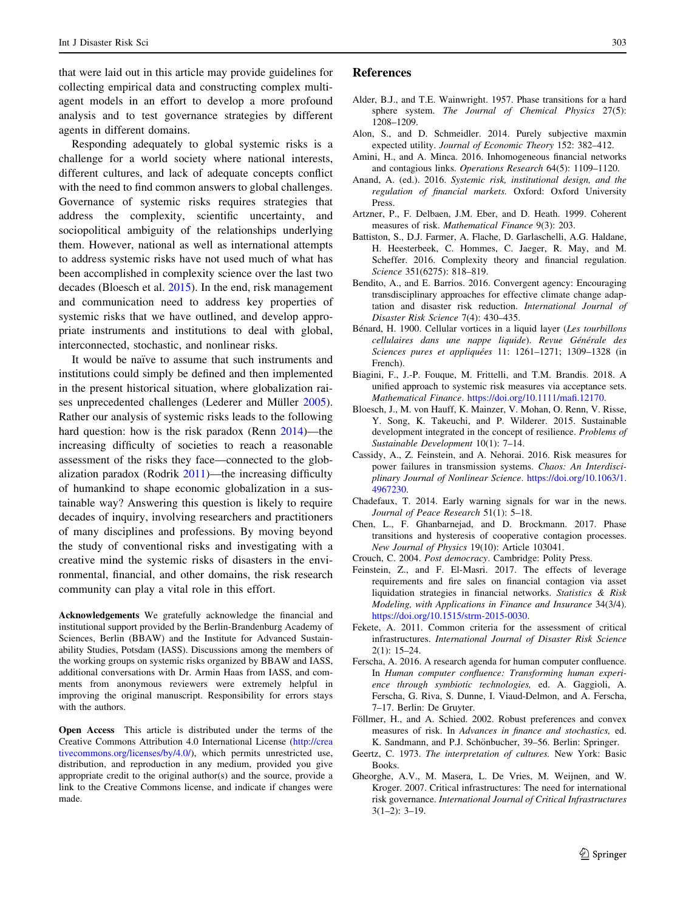that were laid out in this article may provide guidelines for collecting empirical data and constructing complex multi-agent models in an effort to develop a more profound analysis and to test governance strategies by different agents in different domains.

Responding adequately to global systemic risks is a challenge for a world society where national interests, different cultures, and lack of adequate concepts conflict with the need to find common answers to global challenges. Governance of systemic risks requires strategies that address the complexity, scientific uncertainty, and sociopolitical ambiguity of the relationships underlying them. However, national as well as international attempts to address systemic risks have not used much of what has been accomplished in complexity science over the last two decades (Bloesch et al. 2015). In the end, risk management and communication need to address key properties of systemic risks that we have outlined, and develop appropriate instruments and institutions to deal with global, interconnected, stochastic, and nonlinear risks.

It would be naïve to assume that such instruments and institutions could simply be defined and then implemented in the present historical situation, where globalization raises unprecedented challenges (Lederer and Müller 2005). Rather our analysis of systemic risks leads to the following hard question: how is the risk paradox (Renn 2014)—the increasing difficulty of societies to reach a reasonable assessment of the risks they face—connected to the globalization paradox (Rodrik 2011)—the increasing difficulty of humankind to shape economic globalization in a sustainable way? Answering this question is likely to require decades of inquiry, involving researchers and practitioners of many disciplines and professions. By moving beyond the study of conventional risks and investigating with a creative mind the systemic risks of disasters in the environmental, financial, and other domains, the risk research community can play a vital role in this effort.

**Acknowledgements** We gratefully acknowledge the financial and institutional support provided by the Berlin-Brandenburg Academy of Sciences, Berlin (BBAW) and the Institute for Advanced Sustainability Studies, Potsdam (IASS). Discussions among the members of the working groups on systemic risks organized by BBAW and IASS, additional conversations with Dr. Armin Haas from IASS, and comments from anonymous reviewers were extremely helpful in improving the original manuscript. Responsibility for errors stays with the authors.

**Open Access** This article is distributed under the terms of the Creative Commons Attribution 4.0 International License (http://creativecommons.org/licenses/by/4.0/), which permits unrestricted use, distribution, and reproduction in any medium, provided you give appropriate credit to the original author(s) and the source, provide a link to the Creative Commons license, and indicate if changes were made.

## References

Alder, B.J., and T.E. Wainwright. 1957. Phase transitions for a hard sphere system. *The Journal of Chemical Physics* 27(5): 1208–1209.

Alon, S., and D. Schmeidler. 2014. Purely subjective maxmin expected utility. *Journal of Economic Theory* 152: 382–412.

Amini, H., and A. Minca. 2016. Inhomogeneous financial networks and contagious links. *Operations Research* 64(5): 1109–1120.

Anand, A. (ed.). 2016. *Systemic risk, institutional design, and the regulation of financial markets.* Oxford: Oxford University Press.

Artzner, P., F. Delbaen, J.M. Eber, and D. Heath. 1999. Coherent measures of risk. *Mathematical Finance* 9(3): 203.

Battiston, S., D.J. Farmer, A. Flache, D. Garlaschelli, A.G. Haldane, H. Heesterbeek, C. Hommes, C. Jaeger, R. May, and M. Scheffer. 2016. Complexity theory and financial regulation. *Science* 351(6275): 818–819.

Bendito, A., and E. Barrios. 2016. Convergent agency: Encouraging transdisciplinary approaches for effective climate change adaptation and disaster risk reduction. *International Journal of Disaster Risk Science* 7(4): 430–435.

Bénard, H. 1900. Cellular vortices in a liquid layer (*Les tourbillons cellulaires dans une nappe liquide*). *Revue Générale des Sciences pures et appliquées* 11: 1261–1271; 1309–1328 (in French).

Biagini, F., J.-P. Fouque, M. Frittelli, and T.M. Brandis. 2018. A unified approach to systemic risk measures via acceptance sets. *Mathematical Finance*. https://doi.org/10.1111/mafi.12170.

Bloesch, J., M. von Hauff, K. Mainzer, V. Mohan, O. Renn, V. Risse, Y. Song, K. Takeuchi, and P. Wilderer. 2015. Sustainable development integrated in the concept of resilience. *Problems of Sustainable Development* 10(1): 7–14.

Cassidy, A., Z. Feinstein, and A. Nehorai. 2016. Risk measures for power failures in transmission systems. *Chaos: An Interdisciplinary Journal of Nonlinear Science*. https://doi.org/10.1063/1.4967230.

Chadefaux, T. 2014. Early warning signals for war in the news. *Journal of Peace Research* 51(1): 5–18.

Chen, L., F. Ghanbarnejad, and D. Brockmann. 2017. Phase transitions and hysteresis of cooperative contagion processes. *New Journal of Physics* 19(10): Article 103041.

Crouch, C. 2004. *Post democracy*. Cambridge: Polity Press.

Feinstein, Z., and F. El-Masri. 2017. The effects of leverage requirements and fire sales on financial contagion via asset liquidation strategies in financial networks. *Statistics & Risk Modeling, with Applications in Finance and Insurance* 34(3/4). https://doi.org/10.1515/strm-2015-0030.

Fekete, A. 2011. Common criteria for the assessment of critical infrastructures. *International Journal of Disaster Risk Science* 2(1): 15–24.

Ferscha, A. 2016. A research agenda for human computer confluence. In *Human computer confluence: Transforming human experience through symbiotic technologies,* ed. A. Gaggioli, A. Ferscha, G. Riva, S. Dunne, I. Viaud-Delmon, and A. Ferscha, 7–17. Berlin: De Gruyter.

Föllmer, H., and A. Schied. 2002. Robust preferences and convex measures of risk. In *Advances in finance and stochastics,* ed. K. Sandmann, and P.J. Schönbucher, 39–56. Berlin: Springer.

Geertz, C. 1973. *The interpretation of cultures.* New York: Basic Books.

Gheorghe, A.V., M. Masera, L. De Vries, M. Weijnen, and W. Kroger. 2007. Critical infrastructures: The need for international risk governance. *International Journal of Critical Infrastructures* 3(1–2): 3–19.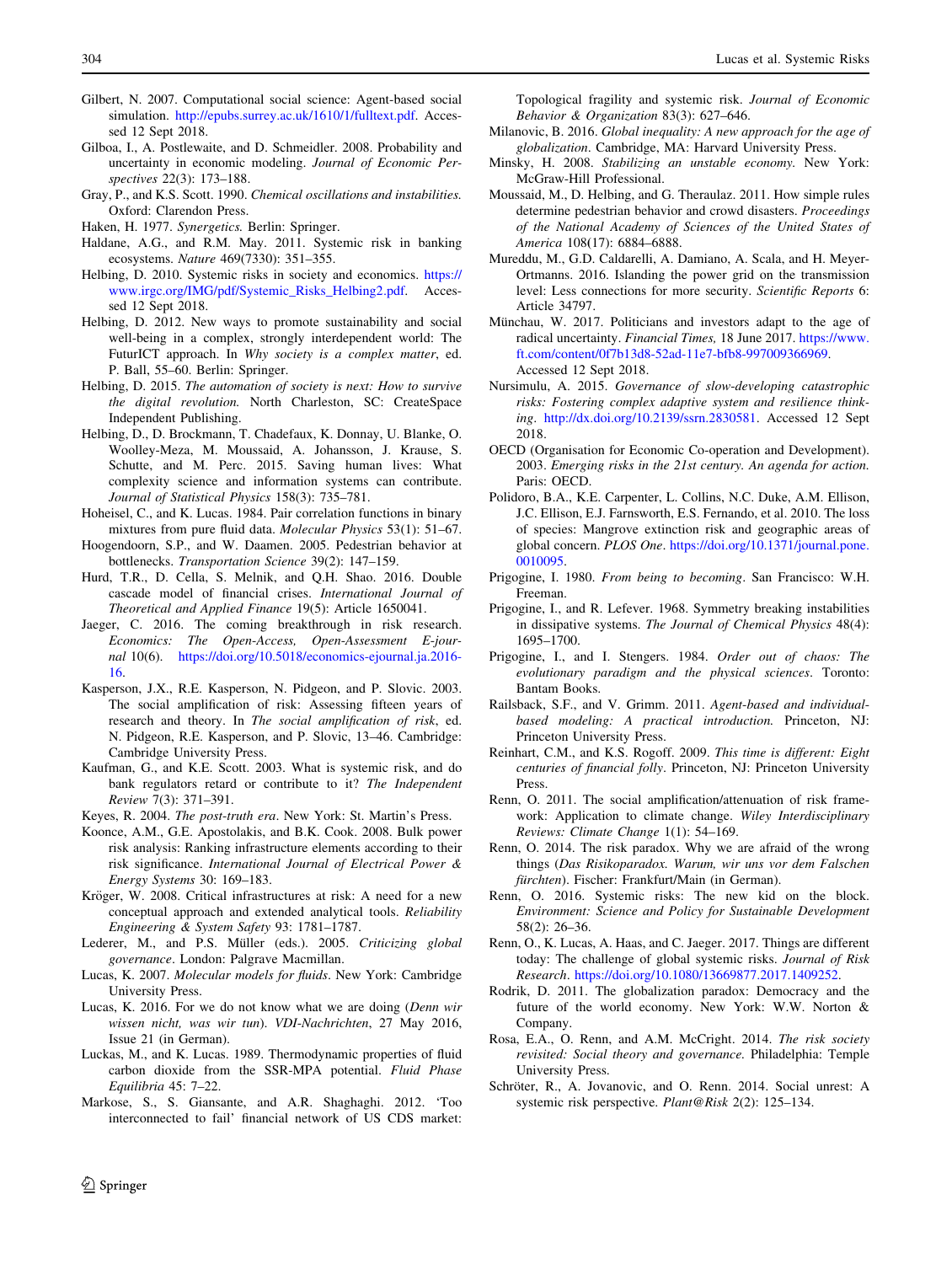Gilbert, N. 2007. Computational social science: Agent-based social simulation. http://epubs.surrey.ac.uk/1610/1/fulltext.pdf. Accessed 12 Sept 2018.

Gilboa, I., A. Postlewaite, and D. Schmeidler. 2008. Probability and uncertainty in economic modeling. *Journal of Economic Perspectives* 22(3): 173–188.

Gray, P., and K.S. Scott. 1990. *Chemical oscillations and instabilities*. Oxford: Clarendon Press.

Haken, H. 1977. *Synergetics*. Berlin: Springer.

Haldane, A.G., and R.M. May. 2011. Systemic risk in banking ecosystems. *Nature* 469(7330): 351–355.

Helbing, D. 2010. Systemic risks in society and economics. https://www.irgc.org/IMG/pdf/Systemic_Risks_Helbing2.pdf. Accessed 12 Sept 2018.

Helbing, D. 2012. New ways to promote sustainability and social well-being in a complex, strongly interdependent world: The FuturICT approach. In *Why society is a complex matter*, ed. P. Ball, 55–60. Berlin: Springer.

Helbing, D. 2015. *The automation of society is next: How to survive the digital revolution*. North Charleston, SC: CreateSpace Independent Publishing.

Helbing, D., D. Brockmann, T. Chadefaux, K. Donnay, U. Blanke, O. Woolley-Meza, M. Moussaid, A. Johansson, J. Krause, S. Schutte, and M. Perc. 2015. Saving human lives: What complexity science and information systems can contribute. *Journal of Statistical Physics* 158(3): 735–781.

Hoheisel, C., and K. Lucas. 1984. Pair correlation functions in binary mixtures from pure fluid data. *Molecular Physics* 53(1): 51–67.

Hoogendoorn, S.P., and W. Daamen. 2005. Pedestrian behavior at bottlenecks. *Transportation Science* 39(2): 147–159.

Hurd, T.R., D. Cella, S. Melnik, and Q.H. Shao. 2016. Double cascade model of financial crises. *International Journal of Theoretical and Applied Finance* 19(5): Article 1650041.

Jaeger, C. 2016. The coming breakthrough in risk research. *Economics: The Open-Access, Open-Assessment E-journal* 10(6). https://doi.org/10.5018/economics-ejournal.ja.2016-16.

Kasperson, J.X., R.E. Kasperson, N. Pidgeon, and P. Slovic. 2003. The social amplification of risk: Assessing fifteen years of research and theory. In *The social amplification of risk*, ed. N. Pidgeon, R.E. Kasperson, and P. Slovic, 13–46. Cambridge: Cambridge University Press.

Kaufman, G., and K.E. Scott. 2003. What is systemic risk, and do bank regulators retard or contribute to it? *The Independent Review* 7(3): 371–391.

Keyes, R. 2004. *The post-truth era*. New York: St. Martin's Press.

Koonce, A.M., G.E. Apostolakis, and B.K. Cook. 2008. Bulk power risk analysis: Ranking infrastructure elements according to their risk significance. *International Journal of Electrical Power & Energy Systems* 30: 169–183.

Kröger, W. 2008. Critical infrastructures at risk: A need for a new conceptual approach and extended analytical tools. *Reliability Engineering & System Safety* 93: 1781–1787.

Lederer, M., and P.S. Müller (eds.). 2005. *Criticizing global governance*. London: Palgrave Macmillan.

Lucas, K. 2007. *Molecular models for fluids*. New York: Cambridge University Press.

Lucas, K. 2016. For we do not know what we are doing (*Denn wir wissen nicht, was wir tun*). *VDI-Nachrichten*, 27 May 2016, Issue 21 (in German).

Luckas, M., and K. Lucas. 1989. Thermodynamic properties of fluid carbon dioxide from the SSR-MPA potential. *Fluid Phase Equilibria* 45: 7–22.

Markose, S., S. Giansante, and A.R. Shaghaghi. 2012. 'Too interconnected to fail' financial network of US CDS market: Topological fragility and systemic risk. *Journal of Economic Behavior & Organization* 83(3): 627–646.

Milanovic, B. 2016. *Global inequality: A new approach for the age of globalization*. Cambridge, MA: Harvard University Press.

Minsky, H. 2008. *Stabilizing an unstable economy*. New York: McGraw-Hill Professional.

Moussaid, M., D. Helbing, and G. Theraulaz. 2011. How simple rules determine pedestrian behavior and crowd disasters. *Proceedings of the National Academy of Sciences of the United States of America* 108(17): 6884–6888.

Mureddu, M., G.D. Caldarelli, A. Damiano, A. Scala, and H. Meyer-Ortmanns. 2016. Islanding the power grid on the transmission level: Less connections for more security. *Scientific Reports* 6: Article 34797.

Münchau, W. 2017. Politicians and investors adapt to the age of radical uncertainty. *Financial Times*, 18 June 2017. https://www.ft.com/content/0f7b13d8-52ad-11e7-bfb8-997009366969. Accessed 12 Sept 2018.

Nursimulu, A. 2015. *Governance of slow-developing catastrophic risks: Fostering complex adaptive system and resilience thinking*. http://dx.doi.org/10.2139/ssrn.2830581. Accessed 12 Sept 2018.

OECD (Organisation for Economic Co-operation and Development). 2003. *Emerging risks in the 21st century. An agenda for action*. Paris: OECD.

Polidoro, B.A., K.E. Carpenter, L. Collins, N.C. Duke, A.M. Ellison, J.C. Ellison, E.J. Farnsworth, E.S. Fernando, et al. 2010. The loss of species: Mangrove extinction risk and geographic areas of global concern. *PLOS One*. https://doi.org/10.1371/journal.pone.0010095.

Prigogine, I. 1980. *From being to becoming*. San Francisco: W.H. Freeman.

Prigogine, I., and R. Lefever. 1968. Symmetry breaking instabilities in dissipative systems. *The Journal of Chemical Physics* 48(4): 1695–1700.

Prigogine, I., and I. Stengers. 1984. *Order out of chaos: The evolutionary paradigm and the physical sciences*. Toronto: Bantam Books.

Railsback, S.F., and V. Grimm. 2011. *Agent-based and individual-based modeling: A practical introduction*. Princeton, NJ: Princeton University Press.

Reinhart, C.M., and K.S. Rogoff. 2009. *This time is different: Eight centuries of financial folly*. Princeton, NJ: Princeton University Press.

Renn, O. 2011. The social amplification/attenuation of risk framework: Application to climate change. *Wiley Interdisciplinary Reviews: Climate Change* 1(1): 54–169.

Renn, O. 2014. The risk paradox. Why we are afraid of the wrong things (*Das Risikoparadox. Warum, wir uns vor dem Falschen fürchten*). Fischer: Frankfurt/Main (in German).

Renn, O. 2016. Systemic risks: The new kid on the block. *Environment: Science and Policy for Sustainable Development* 58(2): 26–36.

Renn, O., K. Lucas, A. Haas, and C. Jaeger. 2017. Things are different today: The challenge of global systemic risks. *Journal of Risk Research*. https://doi.org/10.1080/13669877.2017.1409252.

Rodrik, D. 2011. The globalization paradox: Democracy and the future of the world economy. New York: W.W. Norton & Company.

Rosa, E.A., O. Renn, and A.M. McCright. 2014. *The risk society revisited: Social theory and governance*. Philadelphia: Temple University Press.

Schröter, R., A. Jovanovic, and O. Renn. 2014. Social unrest: A systemic risk perspective. *Plant@Risk* 2(2): 125–134.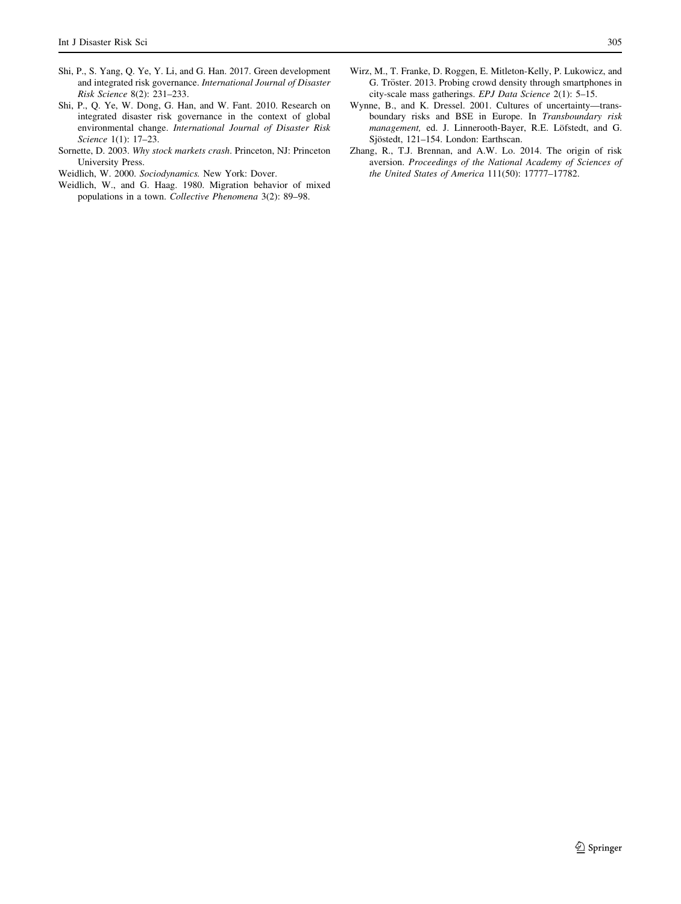Shi, P., S. Yang, Q. Ye, Y. Li, and G. Han. 2017. Green development and integrated risk governance. *International Journal of Disaster Risk Science* 8(2): 231–233.

Shi, P., Q. Ye, W. Dong, G. Han, and W. Fant. 2010. Research on integrated disaster risk governance in the context of global environmental change. *International Journal of Disaster Risk Science* 1(1): 17–23.

Sornette, D. 2003. *Why stock markets crash*. Princeton, NJ: Princeton University Press.

Weidlich, W. 2000. *Sociodynamics.* New York: Dover.

Weidlich, W., and G. Haag. 1980. Migration behavior of mixed populations in a town. *Collective Phenomena* 3(2): 89–98.

Wirz, M., T. Franke, D. Roggen, E. Mitleton-Kelly, P. Lukowicz, and G. Tröster. 2013. Probing crowd density through smartphones in city-scale mass gatherings. *EPJ Data Science* 2(1): 5–15.

Wynne, B., and K. Dressel. 2001. Cultures of uncertainty—transboundary risks and BSE in Europe. In *Transboundary risk management,* ed. J. Linnerooth-Bayer, R.E. Löfstedt, and G. Sjöstedt, 121–154. London: Earthscan.

Zhang, R., T.J. Brennan, and A.W. Lo. 2014. The origin of risk aversion. *Proceedings of the National Academy of Sciences of the United States of America* 111(50): 17777–17782.